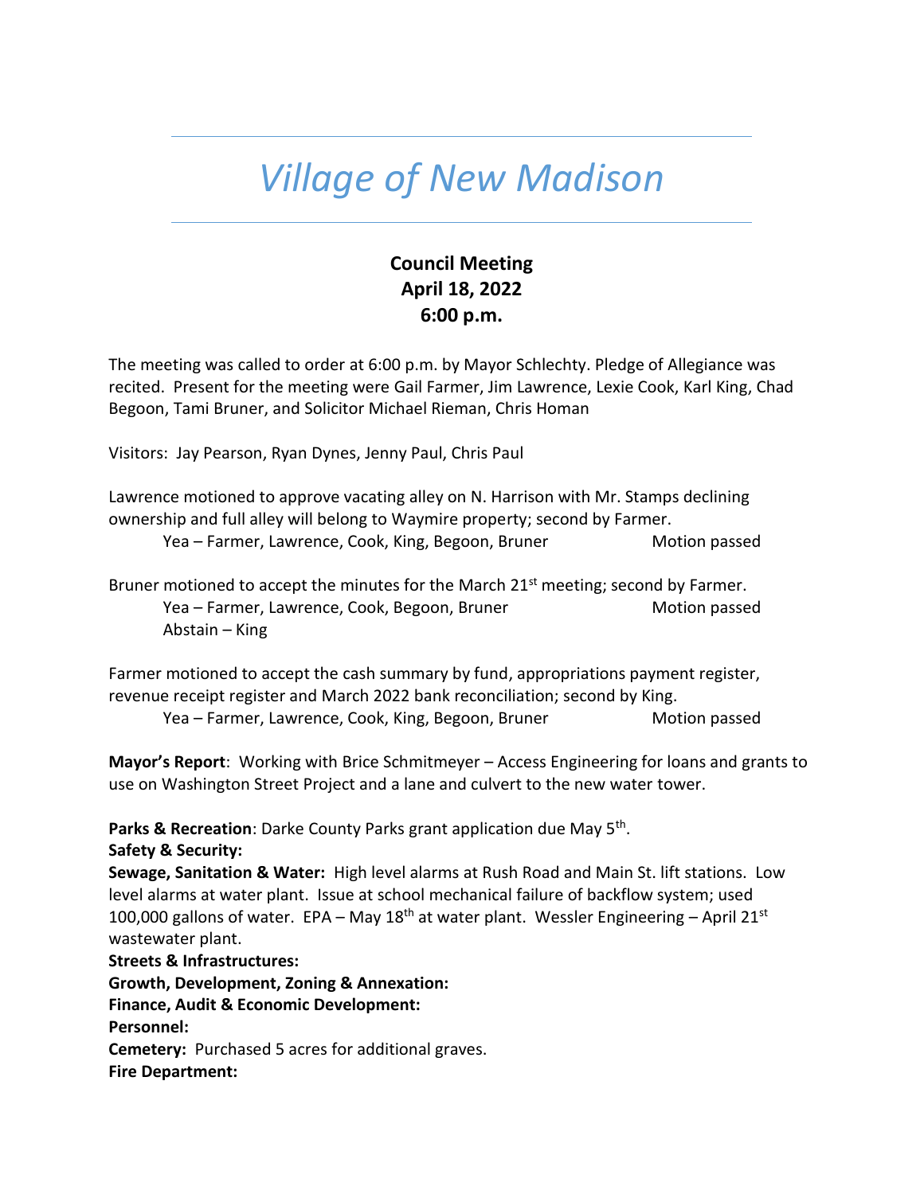# Village of New Madison

**Council Meeting**
**April 18, 2022**
**6:00 p.m.**

The meeting was called to order at 6:00 p.m. by Mayor Schlechty. Pledge of Allegiance was recited. Present for the meeting were Gail Farmer, Jim Lawrence, Lexie Cook, Karl King, Chad Begoon, Tami Bruner, and Solicitor Michael Rieman, Chris Homan

Visitors: Jay Pearson, Ryan Dynes, Jenny Paul, Chris Paul

Lawrence motioned to approve vacating alley on N. Harrison with Mr. Stamps declining ownership and full alley will belong to Waymire property; second by Farmer.

Yea – Farmer, Lawrence, Cook, King, Begoon, Bruner — Motion passed

Bruner motioned to accept the minutes for the March 21st meeting; second by Farmer.

Yea – Farmer, Lawrence, Cook, Begoon, Bruner — Motion passed
Abstain – King

Farmer motioned to accept the cash summary by fund, appropriations payment register, revenue receipt register and March 2022 bank reconciliation; second by King.

Yea – Farmer, Lawrence, Cook, King, Begoon, Bruner — Motion passed

**Mayor's Report**: Working with Brice Schmitmeyer – Access Engineering for loans and grants to use on Washington Street Project and a lane and culvert to the new water tower.

**Parks & Recreation**: Darke County Parks grant application due May 5th.

**Safety & Security:**

**Sewage, Sanitation & Water:** High level alarms at Rush Road and Main St. lift stations. Low level alarms at water plant. Issue at school mechanical failure of backflow system; used 100,000 gallons of water. EPA – May 18th at water plant. Wessler Engineering – April 21st wastewater plant.

**Streets & Infrastructures:**

**Growth, Development, Zoning & Annexation:**

**Finance, Audit & Economic Development:**

**Personnel:**

**Cemetery:** Purchased 5 acres for additional graves.

**Fire Department:**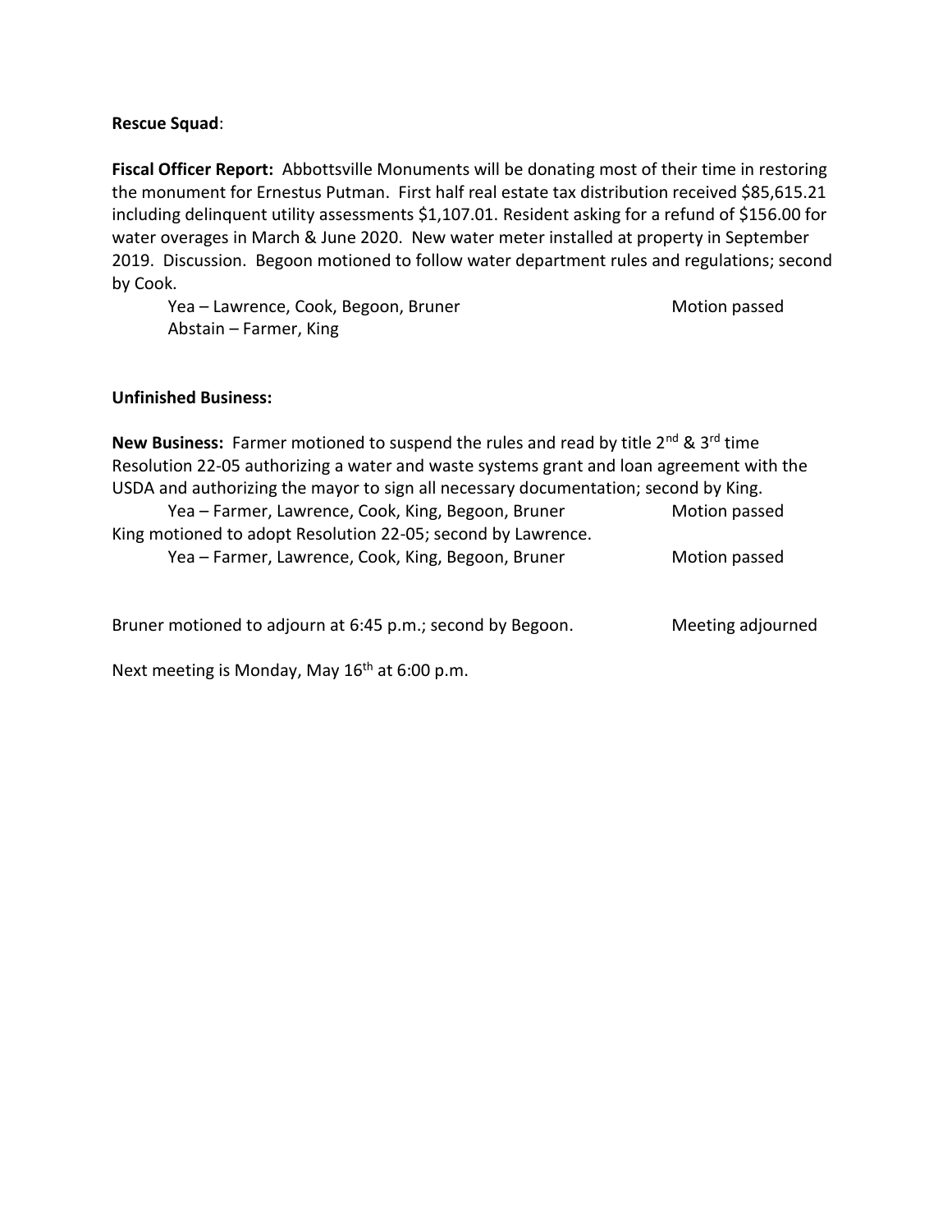**Rescue Squad**:

**Fiscal Officer Report:** Abbottsville Monuments will be donating most of their time in restoring the monument for Ernestus Putman. First half real estate tax distribution received $85,615.21 including delinquent utility assessments $1,107.01. Resident asking for a refund of $156.00 for water overages in March & June 2020. New water meter installed at property in September 2019. Discussion. Begoon motioned to follow water department rules and regulations; second by Cook.

Yea – Lawrence, Cook, Begoon, Bruner — Motion passed
Abstain – Farmer, King

**Unfinished Business:**

**New Business:** Farmer motioned to suspend the rules and read by title 2nd & 3rd time Resolution 22-05 authorizing a water and waste systems grant and loan agreement with the USDA and authorizing the mayor to sign all necessary documentation; second by King.

Yea – Farmer, Lawrence, Cook, King, Begoon, Bruner — Motion passed

King motioned to adopt Resolution 22-05; second by Lawrence.

Yea – Farmer, Lawrence, Cook, King, Begoon, Bruner — Motion passed

Bruner motioned to adjourn at 6:45 p.m.; second by Begoon. — Meeting adjourned

Next meeting is Monday, May 16th at 6:00 p.m.